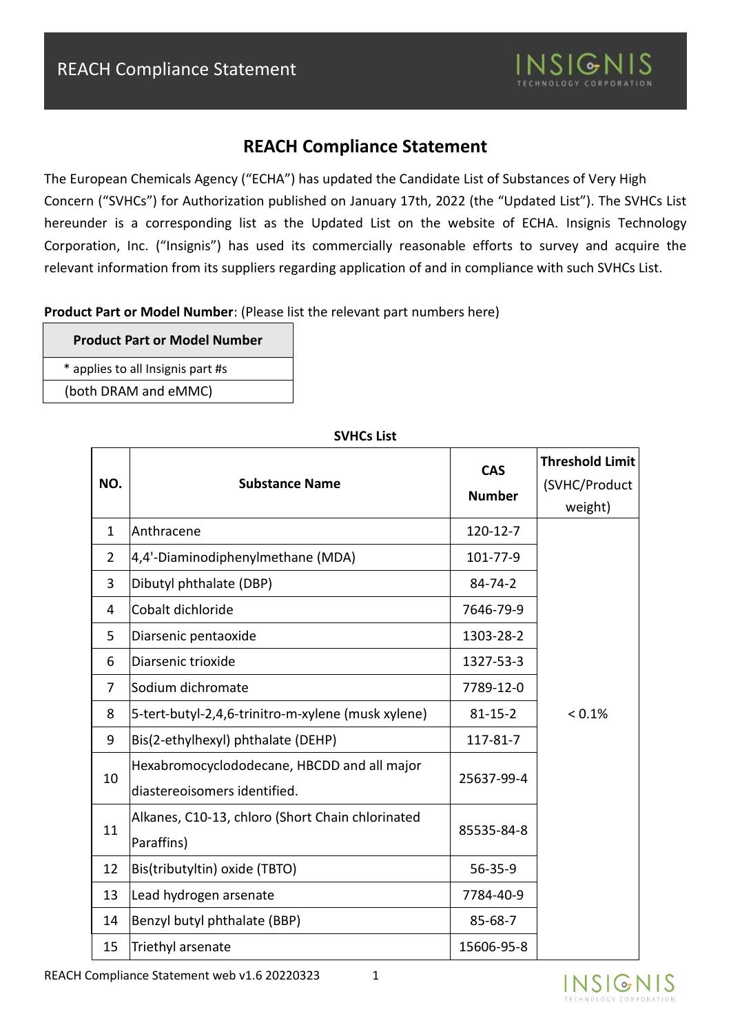# REACH Compliance Statement

The European Chemicals Agency ("ECHA") has updated the Candidate List of Substances of Very High Concern ("SVHCs") for Authorization published on January 17th, 2022 (the "Updated List"). The SVHCs List hereunder is a corresponding list as the Updated List on the website of ECHA. Insignis Technology Corporation, Inc. ("Insignis") has used its commercially reasonable efforts to survey and acquire the relevant information from its suppliers regarding application of and in compliance with such SVHCs List.

**Product Part or Model Number**: (Please list the relevant part numbers here)

| Product Part or Model Number |
|---|
| * applies to all Insignis part #s |
| (both DRAM and eMMC) |

**SVHCs List**

| NO. | Substance Name | CAS Number | Threshold Limit (SVHC/Product weight) |
|---|---|---|---|
| 1 | Anthracene | 120-12-7 | < 0.1% |
| 2 | 4,4'-Diaminodiphenylmethane (MDA) | 101-77-9 | |
| 3 | Dibutyl phthalate (DBP) | 84-74-2 | |
| 4 | Cobalt dichloride | 7646-79-9 | |
| 5 | Diarsenic pentaoxide | 1303-28-2 | |
| 6 | Diarsenic trioxide | 1327-53-3 | |
| 7 | Sodium dichromate | 7789-12-0 | |
| 8 | 5-tert-butyl-2,4,6-trinitro-m-xylene (musk xylene) | 81-15-2 | |
| 9 | Bis(2-ethylhexyl) phthalate (DEHP) | 117-81-7 | |
| 10 | Hexabromocyclododecane, HBCDD and all major diastereoisomers identified. | 25637-99-4 | |
| 11 | Alkanes, C10-13, chloro (Short Chain chlorinated Paraffins) | 85535-84-8 | |
| 12 | Bis(tributyltin) oxide (TBTO) | 56-35-9 | |
| 13 | Lead hydrogen arsenate | 7784-40-9 | |
| 14 | Benzyl butyl phthalate (BBP) | 85-68-7 | |
| 15 | Triethyl arsenate | 15606-95-8 | |

REACH Compliance Statement web v1.6 20220323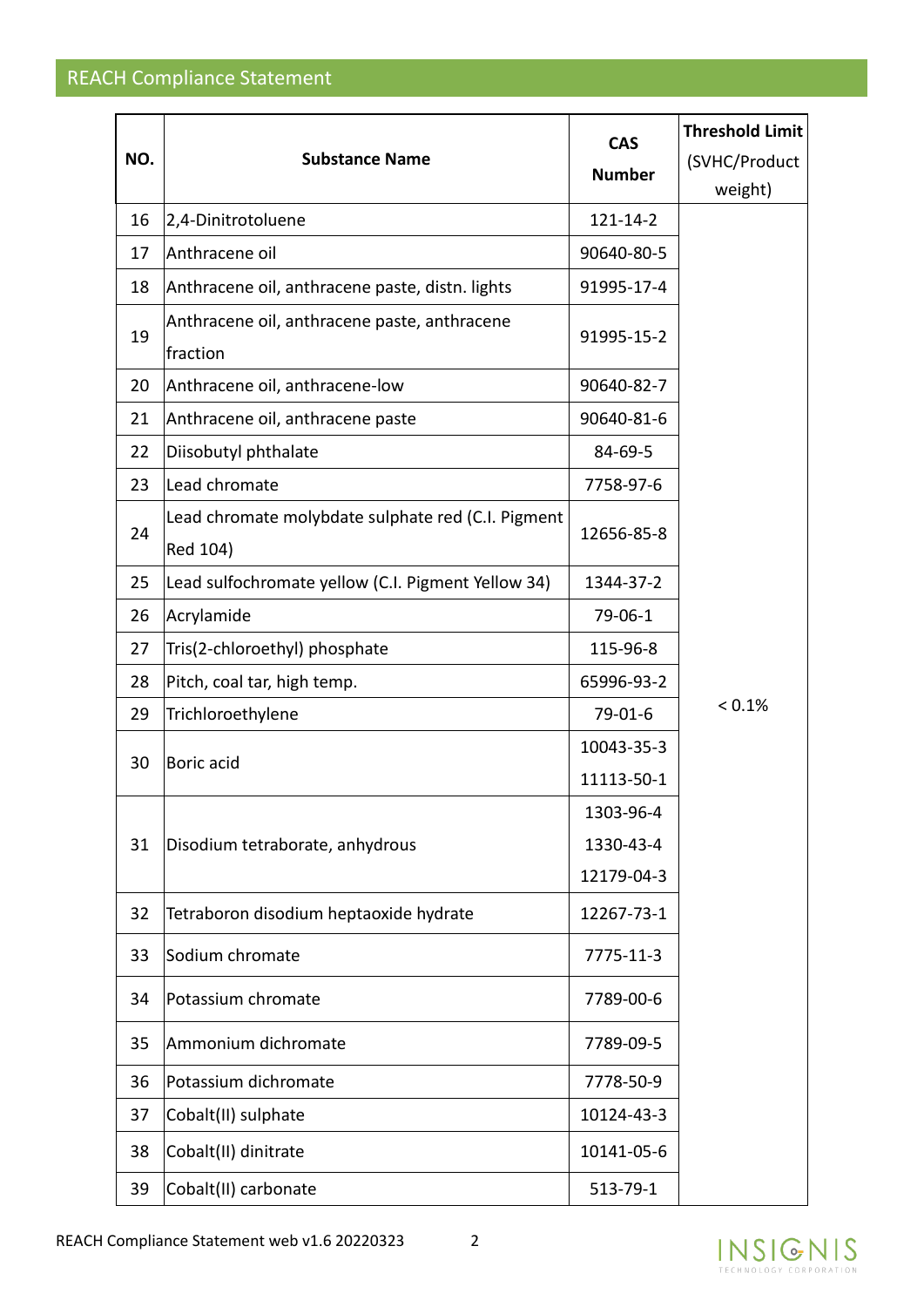## REACH Compliance Statement

| NO. | Substance Name | CAS Number | Threshold Limit (SVHC/Product weight) |
|---|---|---|---|
| 16 | 2,4-Dinitrotoluene | 121-14-2 | < 0.1% |
| 17 | Anthracene oil | 90640-80-5 | |
| 18 | Anthracene oil, anthracene paste, distn. lights | 91995-17-4 | |
| 19 | Anthracene oil, anthracene paste, anthracene fraction | 91995-15-2 | |
| 20 | Anthracene oil, anthracene-low | 90640-82-7 | |
| 21 | Anthracene oil, anthracene paste | 90640-81-6 | |
| 22 | Diisobutyl phthalate | 84-69-5 | |
| 23 | Lead chromate | 7758-97-6 | |
| 24 | Lead chromate molybdate sulphate red (C.I. Pigment Red 104) | 12656-85-8 | |
| 25 | Lead sulfochromate yellow (C.I. Pigment Yellow 34) | 1344-37-2 | |
| 26 | Acrylamide | 79-06-1 | |
| 27 | Tris(2-chloroethyl) phosphate | 115-96-8 | |
| 28 | Pitch, coal tar, high temp. | 65996-93-2 | |
| 29 | Trichloroethylene | 79-01-6 | |
| 30 | Boric acid | 10043-35-3<br>11113-50-1 | |
| 31 | Disodium tetraborate, anhydrous | 1303-96-4<br>1330-43-4<br>12179-04-3 | |
| 32 | Tetraboron disodium heptaoxide hydrate | 12267-73-1 | |
| 33 | Sodium chromate | 7775-11-3 | |
| 34 | Potassium chromate | 7789-00-6 | |
| 35 | Ammonium dichromate | 7789-09-5 | |
| 36 | Potassium dichromate | 7778-50-9 | |
| 37 | Cobalt(II) sulphate | 10124-43-3 | |
| 38 | Cobalt(II) dinitrate | 10141-05-6 | |
| 39 | Cobalt(II) carbonate | 513-79-1 | |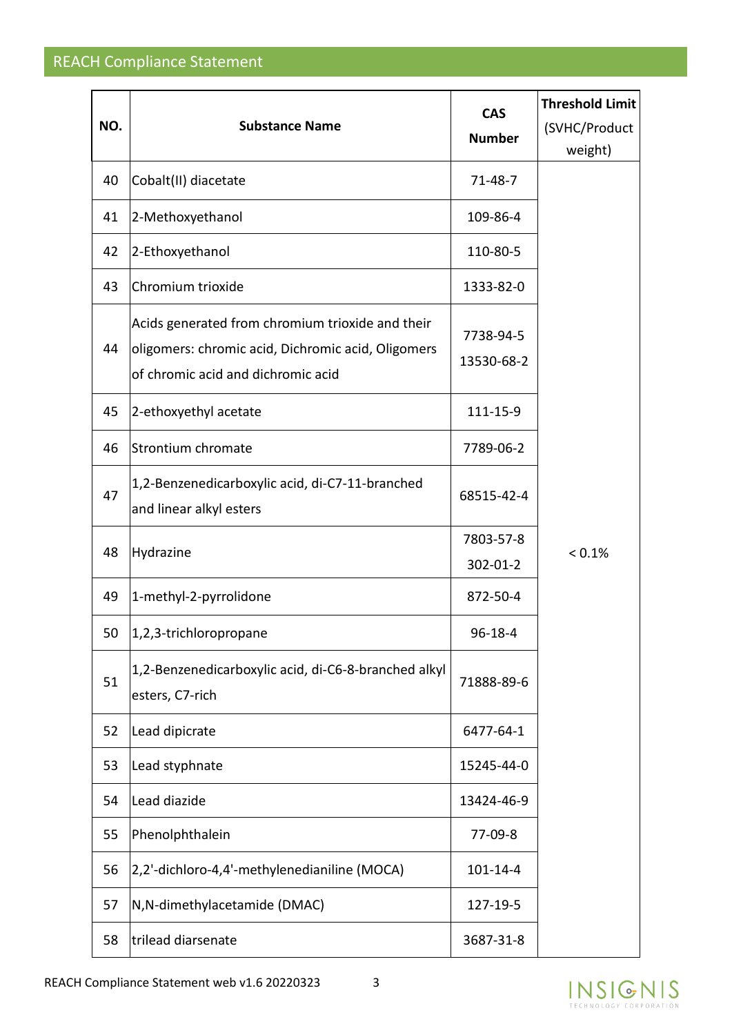## REACH Compliance Statement

| NO. | Substance Name | CAS Number | Threshold Limit (SVHC/Product weight) |
|---|---|---|---|
| 40 | Cobalt(II) diacetate | 71-48-7 | < 0.1% |
| 41 | 2-Methoxyethanol | 109-86-4 | |
| 42 | 2-Ethoxyethanol | 110-80-5 | |
| 43 | Chromium trioxide | 1333-82-0 | |
| 44 | Acids generated from chromium trioxide and their oligomers: chromic acid, Dichromic acid, Oligomers of chromic acid and dichromic acid | 7738-94-5<br>13530-68-2 | |
| 45 | 2-ethoxyethyl acetate | 111-15-9 | |
| 46 | Strontium chromate | 7789-06-2 | |
| 47 | 1,2-Benzenedicarboxylic acid, di-C7-11-branched and linear alkyl esters | 68515-42-4 | |
| 48 | Hydrazine | 7803-57-8<br>302-01-2 | |
| 49 | 1-methyl-2-pyrrolidone | 872-50-4 | |
| 50 | 1,2,3-trichloropropane | 96-18-4 | |
| 51 | 1,2-Benzenedicarboxylic acid, di-C6-8-branched alkyl esters, C7-rich | 71888-89-6 | |
| 52 | Lead dipicrate | 6477-64-1 | |
| 53 | Lead styphnate | 15245-44-0 | |
| 54 | Lead diazide | 13424-46-9 | |
| 55 | Phenolphthalein | 77-09-8 | |
| 56 | 2,2'-dichloro-4,4'-methylenedianiline (MOCA) | 101-14-4 | |
| 57 | N,N-dimethylacetamide (DMAC) | 127-19-5 | |
| 58 | trilead diarsenate | 3687-31-8 | |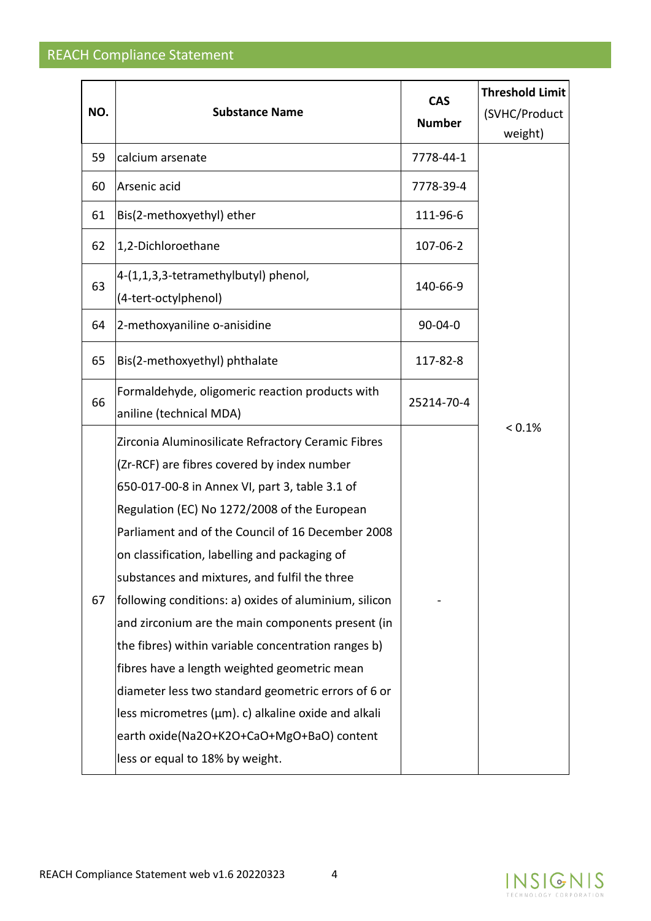## REACH Compliance Statement

| NO. | Substance Name | CAS Number | Threshold Limit (SVHC/Product weight) |
|---|---|---|---|
| 59 | calcium arsenate | 7778-44-1 | < 0.1% |
| 60 | Arsenic acid | 7778-39-4 | |
| 61 | Bis(2-methoxyethyl) ether | 111-96-6 | |
| 62 | 1,2-Dichloroethane | 107-06-2 | |
| 63 | 4-(1,1,3,3-tetramethylbutyl) phenol, (4-tert-octylphenol) | 140-66-9 | |
| 64 | 2-methoxyaniline o-anisidine | 90-04-0 | |
| 65 | Bis(2-methoxyethyl) phthalate | 117-82-8 | |
| 66 | Formaldehyde, oligomeric reaction products with aniline (technical MDA) | 25214-70-4 | |
| 67 | Zirconia Aluminosilicate Refractory Ceramic Fibres (Zr-RCF) are fibres covered by index number 650-017-00-8 in Annex VI, part 3, table 3.1 of Regulation (EC) No 1272/2008 of the European Parliament and of the Council of 16 December 2008 on classification, labelling and packaging of substances and mixtures, and fulfil the three following conditions: a) oxides of aluminium, silicon and zirconium are the main components present (in the fibres) within variable concentration ranges b) fibres have a length weighted geometric mean diameter less two standard geometric errors of 6 or less micrometres (µm). c) alkaline oxide and alkali earth oxide($Na_2O$+$K_2O$+CaO+MgO+BaO) content less or equal to 18% by weight. | - | |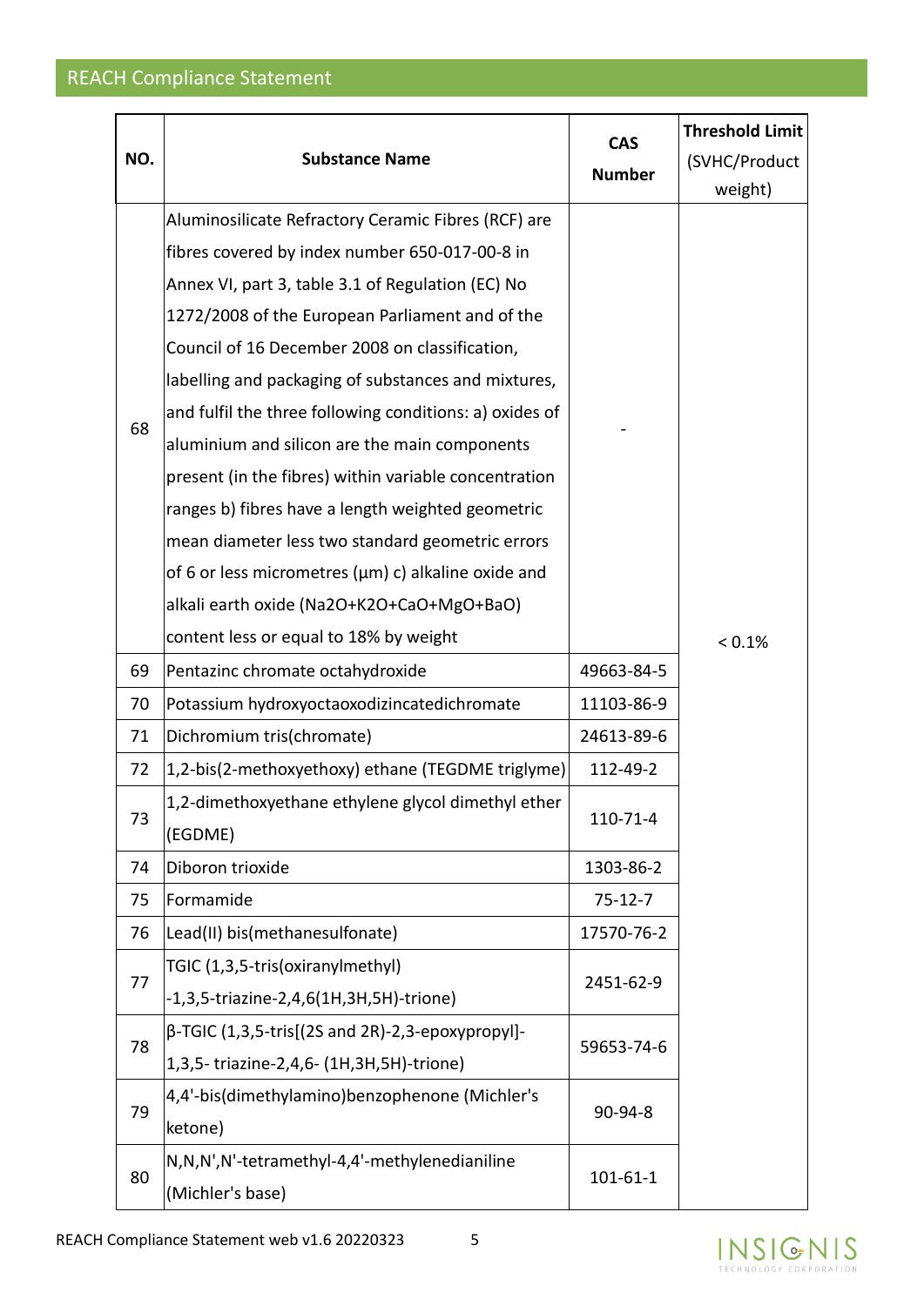## REACH Compliance Statement

| NO. | Substance Name | CAS Number | Threshold Limit (SVHC/Product weight) |
|---|---|---|---|
| 68 | Aluminosilicate Refractory Ceramic Fibres (RCF) are fibres covered by index number 650-017-00-8 in Annex VI, part 3, table 3.1 of Regulation (EC) No 1272/2008 of the European Parliament and of the Council of 16 December 2008 on classification, labelling and packaging of substances and mixtures, and fulfil the three following conditions: a) oxides of aluminium and silicon are the main components present (in the fibres) within variable concentration ranges b) fibres have a length weighted geometric mean diameter less two standard geometric errors of 6 or less micrometres (μm) c) alkaline oxide and alkali earth oxide ($Na_2O+K_2O+CaO+MgO+BaO$) content less or equal to 18% by weight | - | < 0.1% |
| 69 | Pentazinc chromate octahydroxide | 49663-84-5 | |
| 70 | Potassium hydroxyoctaoxodizincatedichromate | 11103-86-9 | |
| 71 | Dichromium tris(chromate) | 24613-89-6 | |
| 72 | 1,2-bis(2-methoxyethoxy) ethane (TEGDME triglyme) | 112-49-2 | |
| 73 | 1,2-dimethoxyethane ethylene glycol dimethyl ether (EGDME) | 110-71-4 | |
| 74 | Diboron trioxide | 1303-86-2 | |
| 75 | Formamide | 75-12-7 | |
| 76 | Lead(II) bis(methanesulfonate) | 17570-76-2 | |
| 77 | TGIC (1,3,5-tris(oxiranylmethyl) -1,3,5-triazine-2,4,6(1H,3H,5H)-trione) | 2451-62-9 | |
| 78 | β-TGIC (1,3,5-tris[(2S and 2R)-2,3-epoxypropyl]- 1,3,5- triazine-2,4,6- (1H,3H,5H)-trione) | 59653-74-6 | |
| 79 | 4,4'-bis(dimethylamino)benzophenone (Michler's ketone) | 90-94-8 | |
| 80 | N,N,N',N'-tetramethyl-4,4'-methylenedianiline (Michler's base) | 101-61-1 | |

REACH Compliance Statement web v1.6 20220323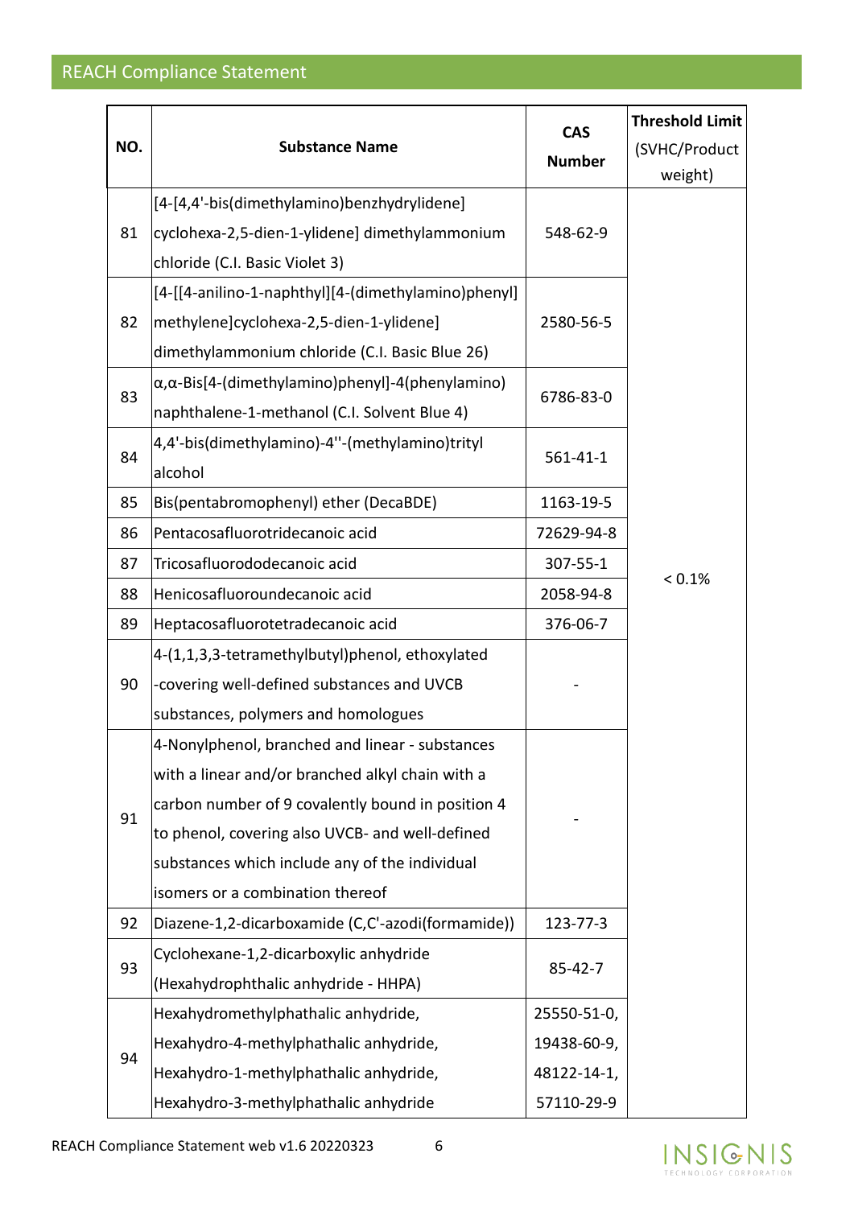## REACH Compliance Statement

| NO. | Substance Name | CAS Number | Threshold Limit (SVHC/Product weight) |
|---|---|---|---|
| 81 | [4-[4,4'-bis(dimethylamino)benzhydrylidene] cyclohexa-2,5-dien-1-ylidene] dimethylammonium chloride (C.I. Basic Violet 3) | 548-62-9 | < 0.1% |
| 82 | [4-[[4-anilino-1-naphthyl][4-(dimethylamino)phenyl] methylene]cyclohexa-2,5-dien-1-ylidene] dimethylammonium chloride (C.I. Basic Blue 26) | 2580-56-5 | |
| 83 | α,α-Bis[4-(dimethylamino)phenyl]-4(phenylamino) naphthalene-1-methanol (C.I. Solvent Blue 4) | 6786-83-0 | |
| 84 | 4,4'-bis(dimethylamino)-4''-(methylamino)trityl alcohol | 561-41-1 | |
| 85 | Bis(pentabromophenyl) ether (DecaBDE) | 1163-19-5 | |
| 86 | Pentacosafluorotridecanoic acid | 72629-94-8 | |
| 87 | Tricosafluorododecanoic acid | 307-55-1 | |
| 88 | Henicosafluoroundecanoic acid | 2058-94-8 | |
| 89 | Heptacosafluorotetradecanoic acid | 376-06-7 | |
| 90 | 4-(1,1,3,3-tetramethylbutyl)phenol, ethoxylated -covering well-defined substances and UVCB substances, polymers and homologues | - | |
| 91 | 4-Nonylphenol, branched and linear - substances with a linear and/or branched alkyl chain with a carbon number of 9 covalently bound in position 4 to phenol, covering also UVCB- and well-defined substances which include any of the individual isomers or a combination thereof | - | |
| 92 | Diazene-1,2-dicarboxamide (C,C'-azodi(formamide)) | 123-77-3 | |
| 93 | Cyclohexane-1,2-dicarboxylic anhydride (Hexahydrophthalic anhydride - HHPA) | 85-42-7 | |
| 94 | Hexahydromethylphathalic anhydride, Hexahydro-4-methylphathalic anhydride, Hexahydro-1-methylphathalic anhydride, Hexahydro-3-methylphathalic anhydride | 25550-51-0, 19438-60-9, 48122-14-1, 57110-29-9 | |

REACH Compliance Statement web v1.6 20220323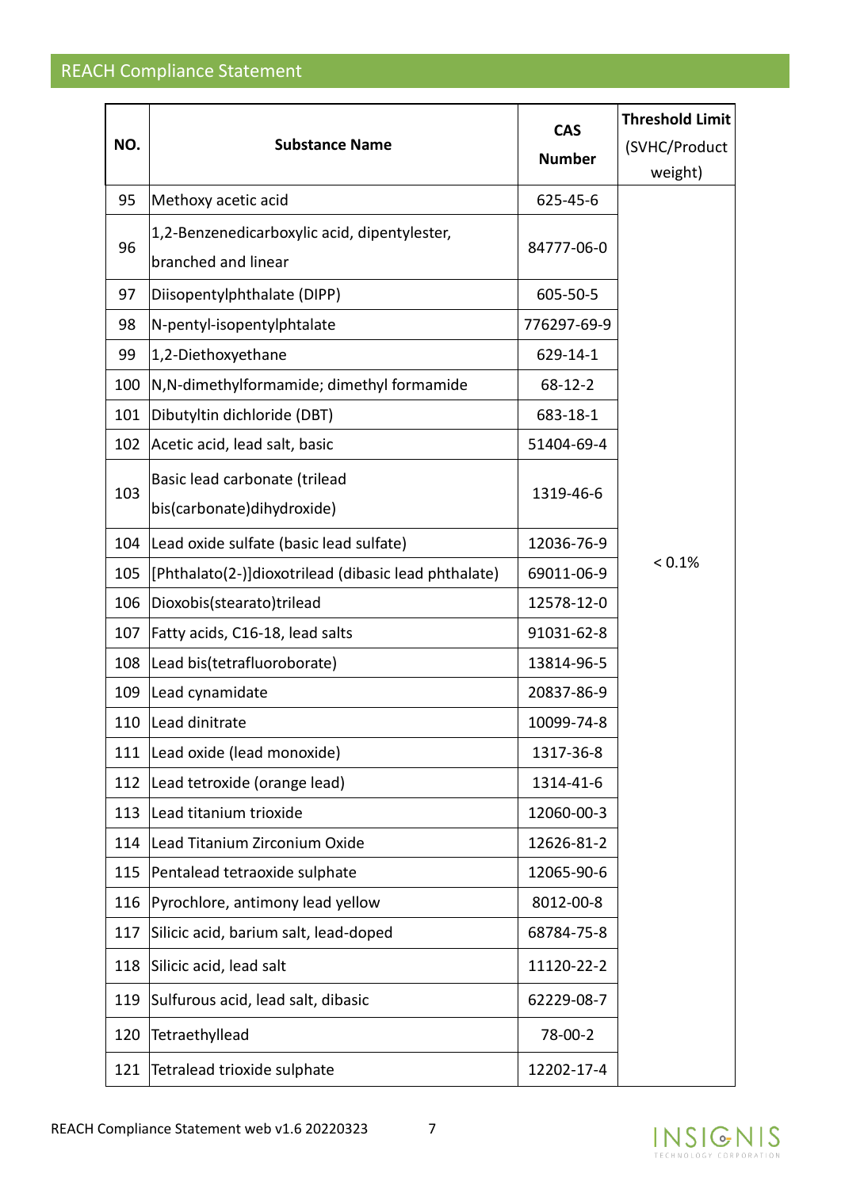## REACH Compliance Statement

| NO. | Substance Name | CAS Number | Threshold Limit (SVHC/Product weight) |
|---|---|---|---|
| 95 | Methoxy acetic acid | 625-45-6 | < 0.1% |
| 96 | 1,2-Benzenedicarboxylic acid, dipentylester, branched and linear | 84777-06-0 | |
| 97 | Diisopentylphthalate (DIPP) | 605-50-5 | |
| 98 | N-pentyl-isopentylphtalate | 776297-69-9 | |
| 99 | 1,2-Diethoxyethane | 629-14-1 | |
| 100 | N,N-dimethylformamide; dimethyl formamide | 68-12-2 | |
| 101 | Dibutyltin dichloride (DBT) | 683-18-1 | |
| 102 | Acetic acid, lead salt, basic | 51404-69-4 | |
| 103 | Basic lead carbonate (trilead bis(carbonate)dihydroxide) | 1319-46-6 | |
| 104 | Lead oxide sulfate (basic lead sulfate) | 12036-76-9 | |
| 105 | [Phthalato(2-)]dioxotrilead (dibasic lead phthalate) | 69011-06-9 | |
| 106 | Dioxobis(stearato)trilead | 12578-12-0 | |
| 107 | Fatty acids, C16-18, lead salts | 91031-62-8 | |
| 108 | Lead bis(tetrafluoroborate) | 13814-96-5 | |
| 109 | Lead cynamidate | 20837-86-9 | |
| 110 | Lead dinitrate | 10099-74-8 | |
| 111 | Lead oxide (lead monoxide) | 1317-36-8 | |
| 112 | Lead tetroxide (orange lead) | 1314-41-6 | |
| 113 | Lead titanium trioxide | 12060-00-3 | |
| 114 | Lead Titanium Zirconium Oxide | 12626-81-2 | |
| 115 | Pentalead tetraoxide sulphate | 12065-90-6 | |
| 116 | Pyrochlore, antimony lead yellow | 8012-00-8 | |
| 117 | Silicic acid, barium salt, lead-doped | 68784-75-8 | |
| 118 | Silicic acid, lead salt | 11120-22-2 | |
| 119 | Sulfurous acid, lead salt, dibasic | 62229-08-7 | |
| 120 | Tetraethyllead | 78-00-2 | |
| 121 | Tetralead trioxide sulphate | 12202-17-4 | |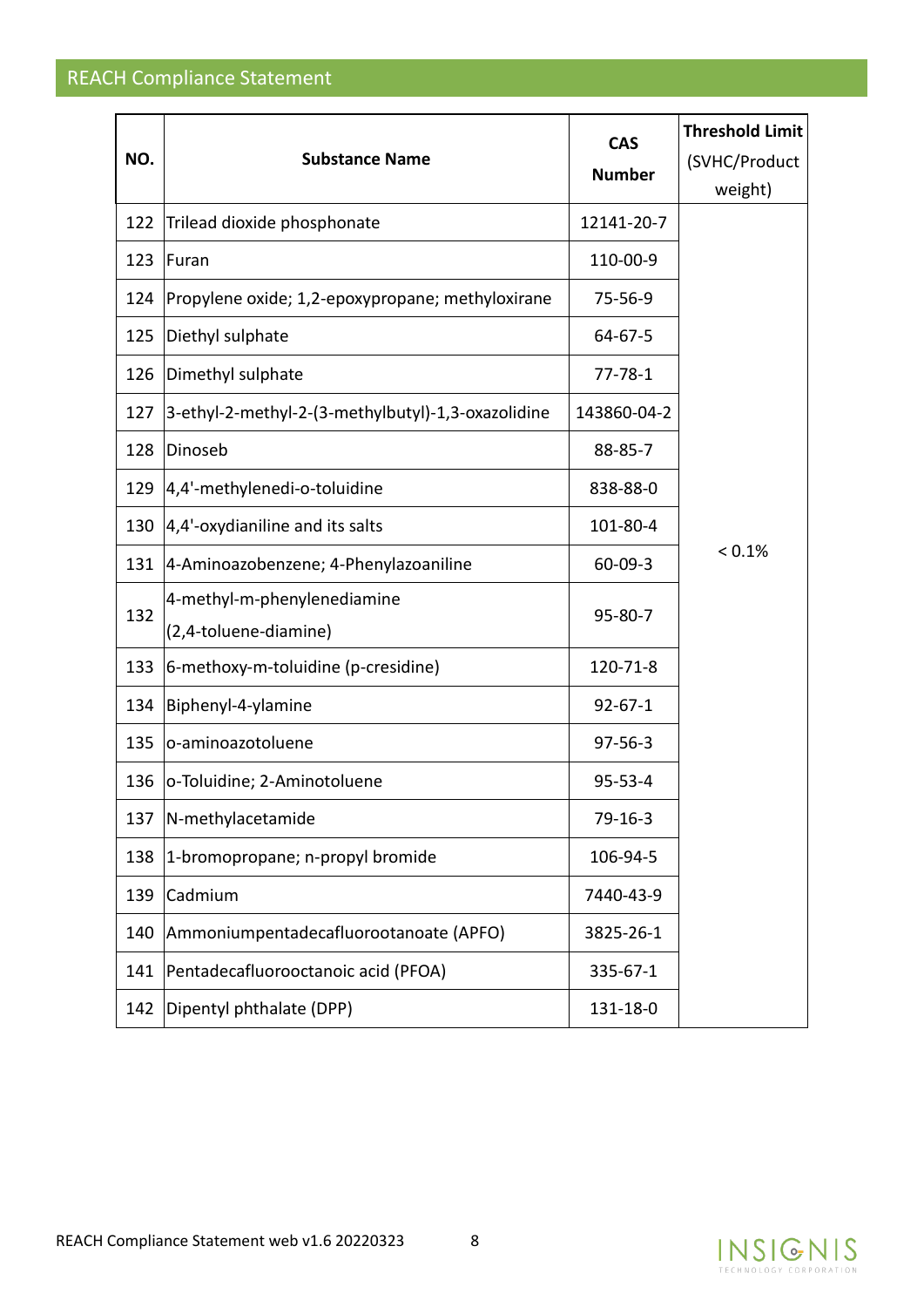## REACH Compliance Statement

| NO. | Substance Name | CAS Number | Threshold Limit (SVHC/Product weight) |
|---|---|---|---|
| 122 | Trilead dioxide phosphonate | 12141-20-7 | < 0.1% |
| 123 | Furan | 110-00-9 | |
| 124 | Propylene oxide; 1,2-epoxypropane; methyloxirane | 75-56-9 | |
| 125 | Diethyl sulphate | 64-67-5 | |
| 126 | Dimethyl sulphate | 77-78-1 | |
| 127 | 3-ethyl-2-methyl-2-(3-methylbutyl)-1,3-oxazolidine | 143860-04-2 | |
| 128 | Dinoseb | 88-85-7 | |
| 129 | 4,4'-methylenedi-o-toluidine | 838-88-0 | |
| 130 | 4,4'-oxydianiline and its salts | 101-80-4 | |
| 131 | 4-Aminoazobenzene; 4-Phenylazoaniline | 60-09-3 | |
| 132 | 4-methyl-m-phenylenediamine (2,4-toluene-diamine) | 95-80-7 | |
| 133 | 6-methoxy-m-toluidine (p-cresidine) | 120-71-8 | |
| 134 | Biphenyl-4-ylamine | 92-67-1 | |
| 135 | o-aminoazotoluene | 97-56-3 | |
| 136 | o-Toluidine; 2-Aminotoluene | 95-53-4 | |
| 137 | N-methylacetamide | 79-16-3 | |
| 138 | 1-bromopropane; n-propyl bromide | 106-94-5 | |
| 139 | Cadmium | 7440-43-9 | |
| 140 | Ammoniumpentadecafluorootanoate (APFO) | 3825-26-1 | |
| 141 | Pentadecafluorooctanoic acid (PFOA) | 335-67-1 | |
| 142 | Dipentyl phthalate (DPP) | 131-18-0 | |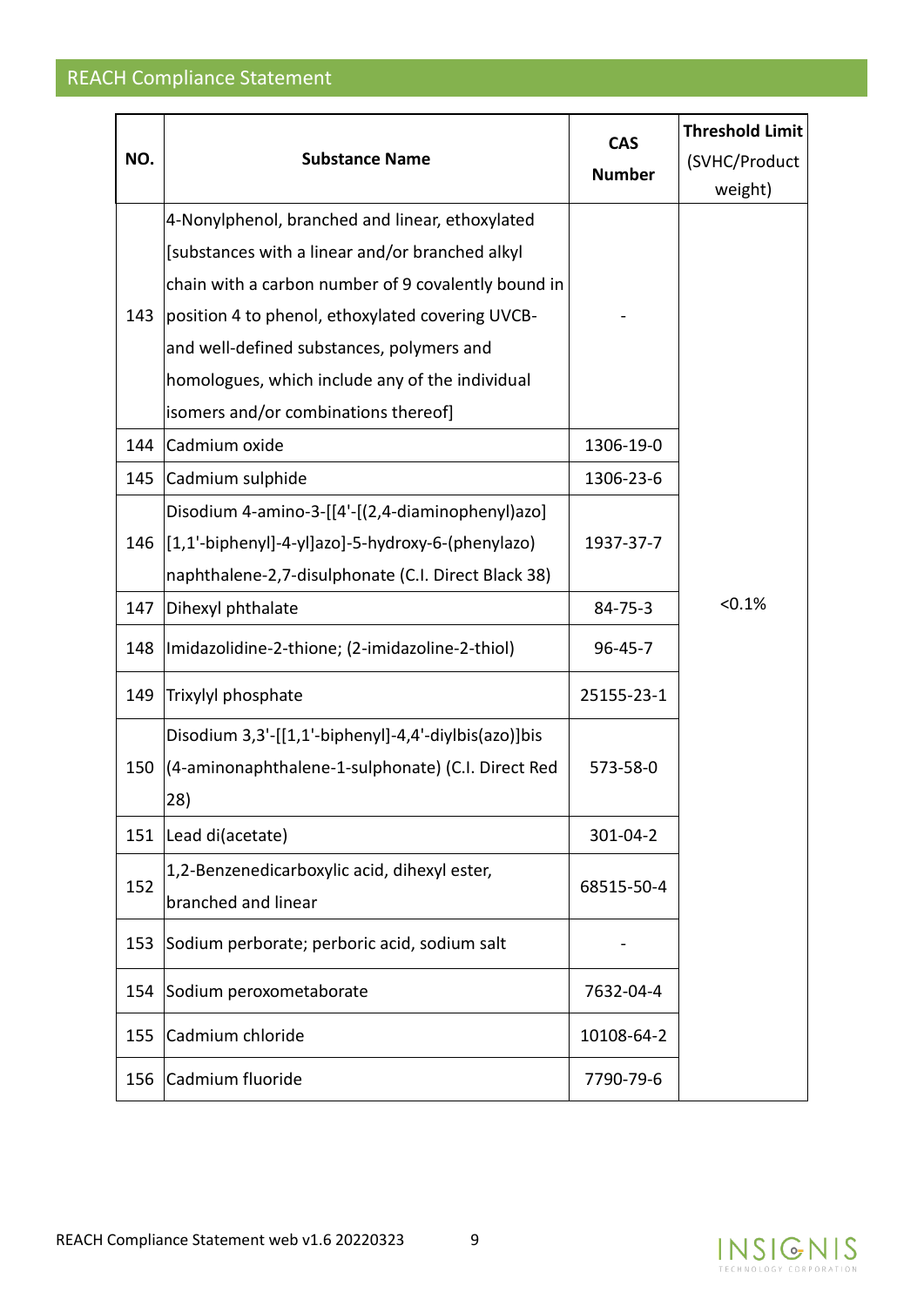## REACH Compliance Statement

| NO. | Substance Name | CAS Number | Threshold Limit (SVHC/Product weight) |
|---|---|---|---|
| 143 | 4-Nonylphenol, branched and linear, ethoxylated [substances with a linear and/or branched alkyl chain with a carbon number of 9 covalently bound in position 4 to phenol, ethoxylated covering UVCB- and well-defined substances, polymers and homologues, which include any of the individual isomers and/or combinations thereof] | - | <0.1% |
| 144 | Cadmium oxide | 1306-19-0 | |
| 145 | Cadmium sulphide | 1306-23-6 | |
| 146 | Disodium 4-amino-3-[[4'-[(2,4-diaminophenyl)azo][1,1'-biphenyl]-4-yl]azo]-5-hydroxy-6-(phenylazo) naphthalene-2,7-disulphonate (C.I. Direct Black 38) | 1937-37-7 | |
| 147 | Dihexyl phthalate | 84-75-3 | |
| 148 | Imidazolidine-2-thione; (2-imidazoline-2-thiol) | 96-45-7 | |
| 149 | Trixylyl phosphate | 25155-23-1 | |
| 150 | Disodium 3,3'-[[1,1'-biphenyl]-4,4'-diylbis(azo)]bis (4-aminonaphthalene-1-sulphonate) (C.I. Direct Red 28) | 573-58-0 | |
| 151 | Lead di(acetate) | 301-04-2 | |
| 152 | 1,2-Benzenedicarboxylic acid, dihexyl ester, branched and linear | 68515-50-4 | |
| 153 | Sodium perborate; perboric acid, sodium salt | - | |
| 154 | Sodium peroxometaborate | 7632-04-4 | |
| 155 | Cadmium chloride | 10108-64-2 | |
| 156 | Cadmium fluoride | 7790-79-6 | |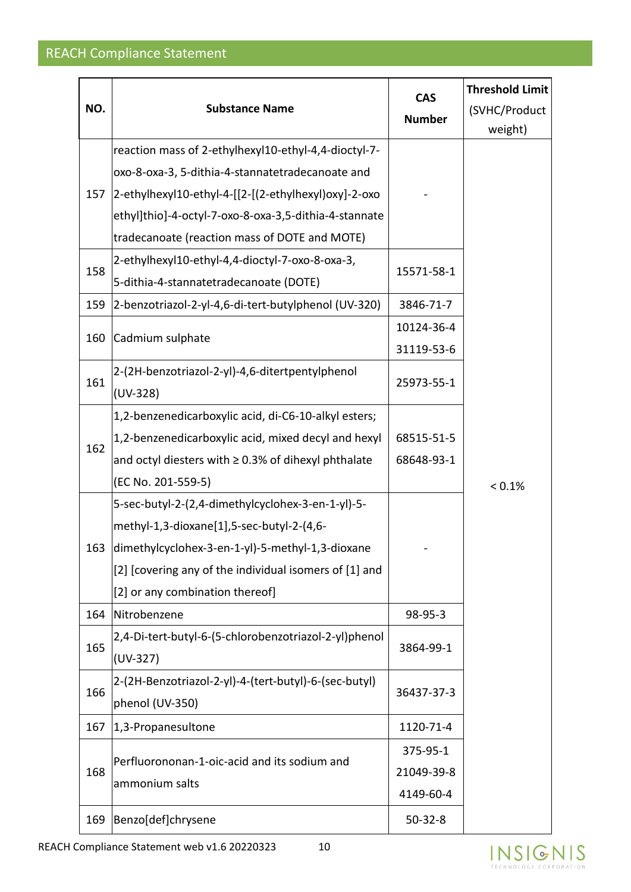## REACH Compliance Statement

| NO. | Substance Name | CAS Number | Threshold Limit (SVHC/Product weight) |
|---|---|---|---|
| 157 | reaction mass of 2-ethylhexyl10-ethyl-4,4-dioctyl-7-oxo-8-oxa-3, 5-dithia-4-stannatetradecanoate and 2-ethylhexyl10-ethyl-4-[[2-[(2-ethylhexyl)oxy]-2-oxo ethyl]thio]-4-octyl-7-oxo-8-oxa-3,5-dithia-4-stannate tradecanoate (reaction mass of DOTE and MOTE) | - | < 0.1% |
| 158 | 2-ethylhexyl10-ethyl-4,4-dioctyl-7-oxo-8-oxa-3, 5-dithia-4-stannatetradecanoate (DOTE) | 15571-58-1 | < 0.1% |
| 159 | 2-benzotriazol-2-yl-4,6-di-tert-butylphenol (UV-320) | 3846-71-7 | < 0.1% |
| 160 | Cadmium sulphate | 10124-36-4<br>31119-53-6 | < 0.1% |
| 161 | 2-(2H-benzotriazol-2-yl)-4,6-ditertpentylphenol (UV-328) | 25973-55-1 | < 0.1% |
| 162 | 1,2-benzenedicarboxylic acid, di-C6-10-alkyl esters; 1,2-benzenedicarboxylic acid, mixed decyl and hexyl and octyl diesters with ≥ 0.3% of dihexyl phthalate (EC No. 201-559-5) | 68515-51-5<br>68648-93-1 | < 0.1% |
| 163 | 5-sec-butyl-2-(2,4-dimethylcyclohex-3-en-1-yl)-5-methyl-1,3-dioxane[1],5-sec-butyl-2-(4,6-dimethylcyclohex-3-en-1-yl)-5-methyl-1,3-dioxane [2] [covering any of the individual isomers of [1] and [2] or any combination thereof] | - | < 0.1% |
| 164 | Nitrobenzene | 98-95-3 | < 0.1% |
| 165 | 2,4-Di-tert-butyl-6-(5-chlorobenzotriazol-2-yl)phenol (UV-327) | 3864-99-1 | < 0.1% |
| 166 | 2-(2H-Benzotriazol-2-yl)-4-(tert-butyl)-6-(sec-butyl) phenol (UV-350) | 36437-37-3 | < 0.1% |
| 167 | 1,3-Propanesultone | 1120-71-4 | < 0.1% |
| 168 | Perfluorononan-1-oic-acid and its sodium and ammonium salts | 375-95-1<br>21049-39-8<br>4149-60-4 | < 0.1% |
| 169 | Benzo[def]chrysene | 50-32-8 | < 0.1% |

REACH Compliance Statement web v1.6 20220323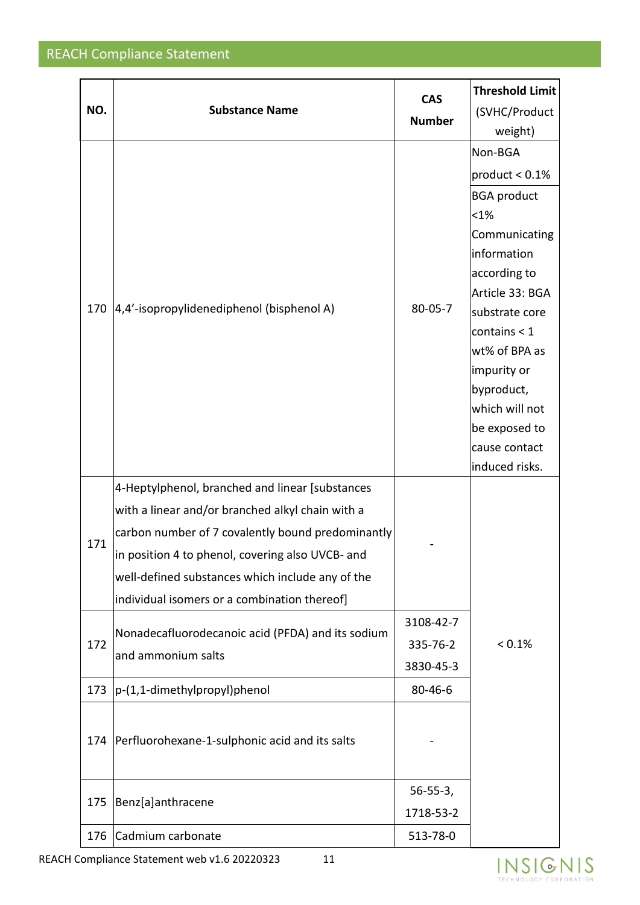| NO. | Substance Name | CAS Number | Threshold Limit (SVHC/Product weight) |
| --- | --- | --- | --- |
| 170 | 4,4'-isopropylidenediphenol (bisphenol A) | 80-05-7 | Non-BGA product < 0.1%<br>BGA product <1% Communicating information according to Article 33: BGA substrate core contains < 1 wt% of BPA as impurity or byproduct, which will not be exposed to cause contact induced risks. |
| 171 | 4-Heptylphenol, branched and linear [substances with a linear and/or branched alkyl chain with a carbon number of 7 covalently bound predominantly in position 4 to phenol, covering also UVCB- and well-defined substances which include any of the individual isomers or a combination thereof] | - | < 0.1% |
| 172 | Nonadecafluorodecanoic acid (PFDA) and its sodium and ammonium salts | 3108-42-7<br>335-76-2<br>3830-45-3 | < 0.1% |
| 173 | p-(1,1-dimethylpropyl)phenol | 80-46-6 | < 0.1% |
| 174 | Perfluorohexane-1-sulphonic acid and its salts | - | < 0.1% |
| 175 | Benz[a]anthracene | 56-55-3,<br>1718-53-2 | < 0.1% |
| 176 | Cadmium carbonate | 513-78-0 | < 0.1% |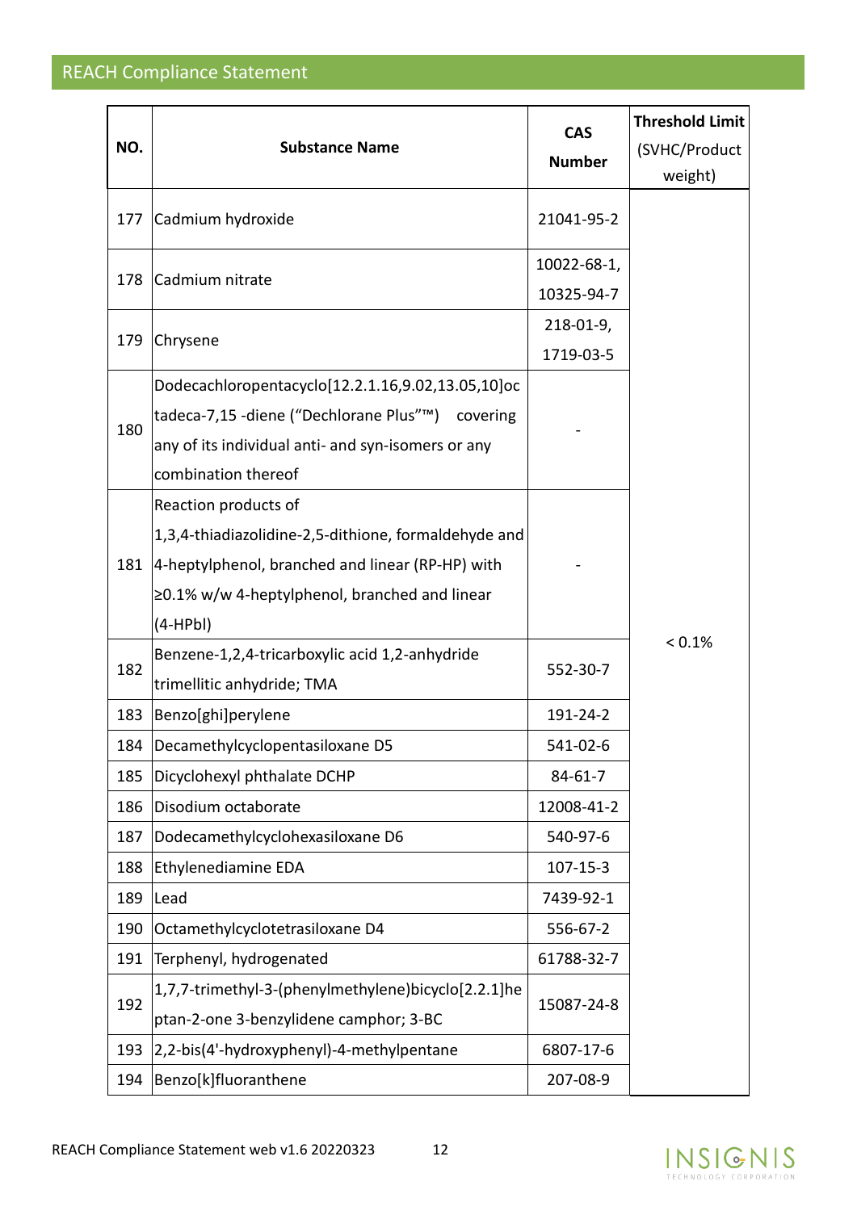## REACH Compliance Statement

| NO. | Substance Name | CAS Number | Threshold Limit (SVHC/Product weight) |
|---|---|---|---|
| 177 | Cadmium hydroxide | 21041-95-2 | < 0.1% |
| 178 | Cadmium nitrate | 10022-68-1, 10325-94-7 | |
| 179 | Chrysene | 218-01-9, 1719-03-5 | |
| 180 | Dodecachloropentacyclo[12.2.1.16,9.02,13.05,10]octadeca-7,15 -diene (“Dechlorane Plus”™) covering any of its individual anti- and syn-isomers or any combination thereof | - | |
| 181 | Reaction products of 1,3,4-thiadiazolidine-2,5-dithione, formaldehyde and 4-heptylphenol, branched and linear (RP-HP) with ≥0.1% w/w 4-heptylphenol, branched and linear (4-HPbl) | - | |
| 182 | Benzene-1,2,4-tricarboxylic acid 1,2-anhydride trimellitic anhydride; TMA | 552-30-7 | |
| 183 | Benzo[ghi]perylene | 191-24-2 | |
| 184 | Decamethylcyclopentasiloxane D5 | 541-02-6 | |
| 185 | Dicyclohexyl phthalate DCHP | 84-61-7 | |
| 186 | Disodium octaborate | 12008-41-2 | |
| 187 | Dodecamethylcyclohexasiloxane D6 | 540-97-6 | |
| 188 | Ethylenediamine EDA | 107-15-3 | |
| 189 | Lead | 7439-92-1 | |
| 190 | Octamethylcyclotetrasiloxane D4 | 556-67-2 | |
| 191 | Terphenyl, hydrogenated | 61788-32-7 | |
| 192 | 1,7,7-trimethyl-3-(phenylmethylene)bicyclo[2.2.1]heptan-2-one 3-benzylidene camphor; 3-BC | 15087-24-8 | |
| 193 | 2,2-bis(4'-hydroxyphenyl)-4-methylpentane | 6807-17-6 | |
| 194 | Benzo[k]fluoranthene | 207-08-9 | |

REACH Compliance Statement web v1.6 20220323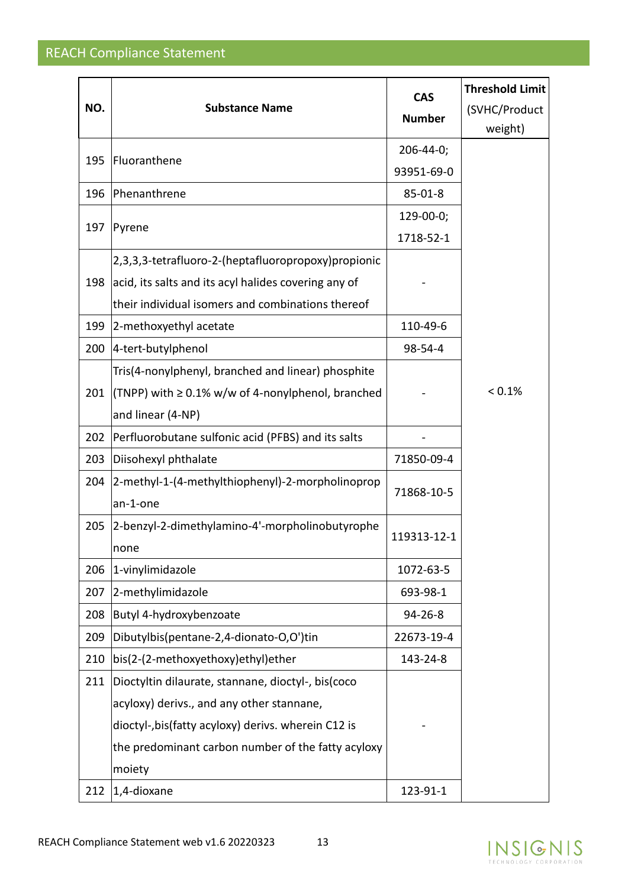## REACH Compliance Statement

| NO. | Substance Name | CAS Number | Threshold Limit (SVHC/Product weight) |
|---|---|---|---|
| 195 | Fluoranthene | 206-44-0; 93951-69-0 | < 0.1% |
| 196 | Phenanthrene | 85-01-8 | |
| 197 | Pyrene | 129-00-0; 1718-52-1 | |
| 198 | 2,3,3,3-tetrafluoro-2-(heptafluoropropoxy)propionic acid, its salts and its acyl halides covering any of their individual isomers and combinations thereof | - | |
| 199 | 2-methoxyethyl acetate | 110-49-6 | |
| 200 | 4-tert-butylphenol | 98-54-4 | |
| 201 | Tris(4-nonylphenyl, branched and linear) phosphite (TNPP) with ≥ 0.1% w/w of 4-nonylphenol, branched and linear (4-NP) | - | |
| 202 | Perfluorobutane sulfonic acid (PFBS) and its salts | - | |
| 203 | Diisohexyl phthalate | 71850-09-4 | |
| 204 | 2-methyl-1-(4-methylthiophenyl)-2-morpholinopropan-1-one | 71868-10-5 | |
| 205 | 2-benzyl-2-dimethylamino-4'-morpholinobutyrophenone | 119313-12-1 | |
| 206 | 1-vinylimidazole | 1072-63-5 | |
| 207 | 2-methylimidazole | 693-98-1 | |
| 208 | Butyl 4-hydroxybenzoate | 94-26-8 | |
| 209 | Dibutylbis(pentane-2,4-dionato-O,O')tin | 22673-19-4 | |
| 210 | bis(2-(2-methoxyethoxy)ethyl)ether | 143-24-8 | |
| 211 | Dioctyltin dilaurate, stannane, dioctyl-, bis(coco acyloxy) derivs., and any other stannane, dioctyl-,bis(fatty acyloxy) derivs. wherein C12 is the predominant carbon number of the fatty acyloxy moiety | - | |
| 212 | 1,4-dioxane | 123-91-1 | |

REACH Compliance Statement web v1.6 20220323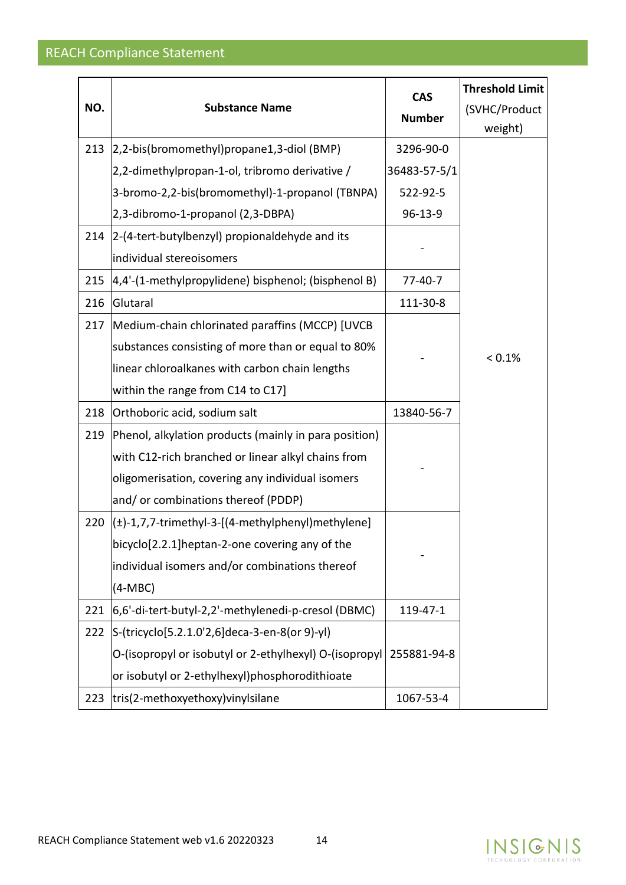## REACH Compliance Statement

| NO. | Substance Name | CAS Number | Threshold Limit (SVHC/Product weight) |
|---|---|---|---|
| 213 | 2,2-bis(bromomethyl)propane1,3-diol (BMP)<br>2,2-dimethylpropan-1-ol, tribromo derivative /<br>3-bromo-2,2-bis(bromomethyl)-1-propanol (TBNPA)<br>2,3-dibromo-1-propanol (2,3-DBPA) | 3296-90-0<br>36483-57-5/1<br>522-92-5<br>96-13-9 | < 0.1% |
| 214 | 2-(4-tert-butylbenzyl) propionaldehyde and its individual stereoisomers | - | < 0.1% |
| 215 | 4,4'-(1-methylpropylidene) bisphenol; (bisphenol B) | 77-40-7 | < 0.1% |
| 216 | Glutaral | 111-30-8 | < 0.1% |
| 217 | Medium-chain chlorinated paraffins (MCCP) [UVCB substances consisting of more than or equal to 80% linear chloroalkanes with carbon chain lengths within the range from C14 to C17] | - | < 0.1% |
| 218 | Orthoboric acid, sodium salt | 13840-56-7 | < 0.1% |
| 219 | Phenol, alkylation products (mainly in para position) with C12-rich branched or linear alkyl chains from oligomerisation, covering any individual isomers and/ or combinations thereof (PDDP) | - | < 0.1% |
| 220 | (±)-1,7,7-trimethyl-3-[(4-methylphenyl)methylene] bicyclo[2.2.1]heptan-2-one covering any of the individual isomers and/or combinations thereof (4-MBC) | - | < 0.1% |
| 221 | 6,6'-di-tert-butyl-2,2'-methylenedi-p-cresol (DBMC) | 119-47-1 | < 0.1% |
| 222 | S-(tricyclo[5.2.1.0'2,6]deca-3-en-8(or 9)-yl) O-(isopropyl or isobutyl or 2-ethylhexyl) O-(isopropyl or isobutyl or 2-ethylhexyl)phosphorodithioate | 255881-94-8 | < 0.1% |
| 223 | tris(2-methoxyethoxy)vinylsilane | 1067-53-4 | < 0.1% |

REACH Compliance Statement web v1.6 20220323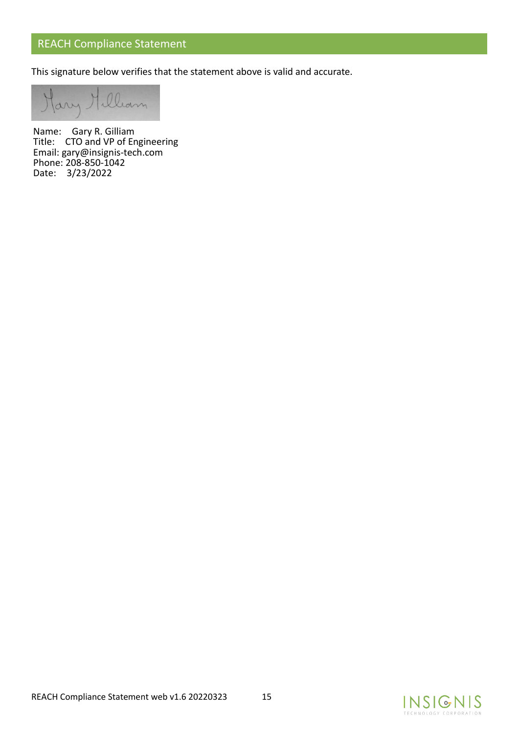## REACH Compliance Statement

This signature below verifies that the statement above is valid and accurate.

Name: Gary R. Gilliam
Title: CTO and VP of Engineering
Email: gary@insignis-tech.com
Phone: 208-850-1042
Date: 3/23/2022